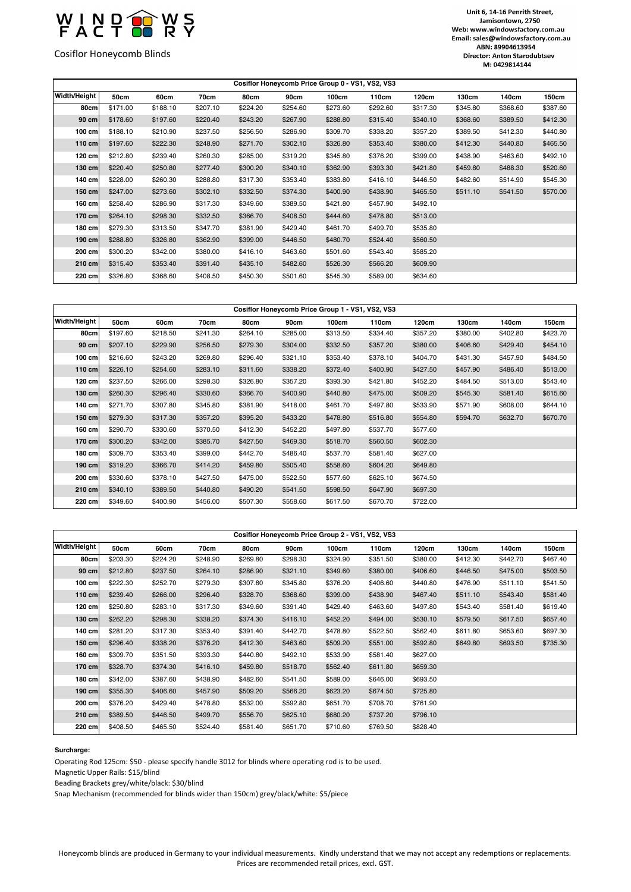WINDOWS FACTORY

Cosiflor Honeycomb Blinds

Unit 6, 14-16 Penrith Street,
Jamisontown, 2750
Web: www.windowsfactory.com.au
Email: sales@windowsfactory.com.au
ABN: 89904613954
Director: Anton Starodubtsev
M: 0429814144

| Cosiflor Honeycomb Price Group 0 - VS1, VS2, VS3 | | | | | | | | | | | |
|---|---|---|---|---|---|---|---|---|---|---|---|
| Width/Height | 50cm | 60cm | 70cm | 80cm | 90cm | 100cm | 110cm | 120cm | 130cm | 140cm | 150cm |
| 80cm | $171.00 | $188.10 | $207.10 | $224.20 | $254.60 | $273.60 | $292.60 | $317.30 | $345.80 | $368.60 | $387.60 |
| 90 cm | $178.60 | $197.60 | $220.40 | $243.20 | $267.90 | $288.80 | $315.40 | $340.10 | $368.60 | $389.50 | $412.30 |
| 100 cm | $188.10 | $210.90 | $237.50 | $256.50 | $286.90 | $309.70 | $338.20 | $357.20 | $389.50 | $412.30 | $440.80 |
| 110 cm | $197.60 | $222.30 | $248.90 | $271.70 | $302.10 | $326.80 | $353.40 | $380.00 | $412.30 | $440.80 | $465.50 |
| 120 cm | $212.80 | $239.40 | $260.30 | $285.00 | $319.20 | $345.80 | $376.20 | $399.00 | $438.90 | $463.60 | $492.10 |
| 130 cm | $220.40 | $250.80 | $277.40 | $300.20 | $340.10 | $362.90 | $393.30 | $421.80 | $459.80 | $488.30 | $520.60 |
| 140 cm | $228.00 | $260.30 | $288.80 | $317.30 | $353.40 | $383.80 | $416.10 | $446.50 | $482.60 | $514.90 | $545.30 |
| 150 cm | $247.00 | $273.60 | $302.10 | $332.50 | $374.30 | $400.90 | $438.90 | $465.50 | $511.10 | $541.50 | $570.00 |
| 160 cm | $258.40 | $286.90 | $317.30 | $349.60 | $389.50 | $421.80 | $457.90 | $492.10 | | | |
| 170 cm | $264.10 | $298.30 | $332.50 | $366.70 | $408.50 | $444.60 | $478.80 | $513.00 | | | |
| 180 cm | $279.30 | $313.50 | $347.70 | $381.90 | $429.40 | $461.70 | $499.70 | $535.80 | | | |
| 190 cm | $288.80 | $326.80 | $362.90 | $399.00 | $446.50 | $480.70 | $524.40 | $560.50 | | | |
| 200 cm | $300.20 | $342.00 | $380.00 | $416.10 | $463.60 | $501.60 | $543.40 | $585.20 | | | |
| 210 cm | $315.40 | $353.40 | $391.40 | $435.10 | $482.60 | $526.30 | $566.20 | $609.90 | | | |
| 220 cm | $326.80 | $368.60 | $408.50 | $450.30 | $501.60 | $545.30 | $589.00 | $634.60 | | | |

| Cosiflor Honeycomb Price Group 1 - VS1, VS2, VS3 | | | | | | | | | | | |
|---|---|---|---|---|---|---|---|---|---|---|---|
| Width/Height | 50cm | 60cm | 70cm | 80cm | 90cm | 100cm | 110cm | 120cm | 130cm | 140cm | 150cm |
| 80cm | $197.60 | $218.50 | $241.30 | $264.10 | $285.00 | $313.50 | $334.40 | $357.20 | $380.00 | $402.80 | $423.70 |
| 90 cm | $207.10 | $229.90 | $256.50 | $279.30 | $304.00 | $332.50 | $357.20 | $380.00 | $406.60 | $429.40 | $454.10 |
| 100 cm | $216.60 | $243.20 | $269.80 | $296.40 | $321.10 | $353.40 | $378.10 | $404.70 | $431.30 | $457.90 | $484.50 |
| 110 cm | $226.10 | $254.60 | $283.10 | $311.60 | $338.20 | $372.40 | $400.90 | $427.50 | $457.90 | $486.40 | $513.00 |
| 120 cm | $237.50 | $266.00 | $298.30 | $326.80 | $357.20 | $393.30 | $421.80 | $452.20 | $484.50 | $513.00 | $543.40 |
| 130 cm | $260.30 | $296.40 | $330.60 | $366.70 | $400.90 | $440.80 | $475.00 | $509.20 | $545.30 | $581.40 | $615.60 |
| 140 cm | $271.70 | $307.80 | $345.80 | $381.90 | $418.00 | $461.70 | $497.80 | $533.90 | $571.90 | $608.00 | $644.10 |
| 150 cm | $279.30 | $317.30 | $357.20 | $395.20 | $433.20 | $478.80 | $516.80 | $554.80 | $594.70 | $632.70 | $670.70 |
| 160 cm | $290.70 | $330.60 | $370.50 | $412.30 | $452.20 | $497.80 | $537.70 | $577.60 | | | |
| 170 cm | $300.20 | $342.00 | $385.70 | $427.50 | $469.30 | $518.70 | $560.50 | $602.30 | | | |
| 180 cm | $309.70 | $353.40 | $399.00 | $442.70 | $486.40 | $537.70 | $581.40 | $627.00 | | | |
| 190 cm | $319.20 | $366.70 | $414.20 | $459.80 | $505.40 | $558.60 | $604.20 | $649.80 | | | |
| 200 cm | $330.60 | $378.10 | $427.50 | $475.00 | $522.50 | $577.60 | $625.10 | $674.50 | | | |
| 210 cm | $340.10 | $389.50 | $440.80 | $490.20 | $541.50 | $598.50 | $647.90 | $697.30 | | | |
| 220 cm | $349.60 | $400.90 | $456.00 | $507.30 | $558.60 | $617.50 | $670.70 | $722.00 | | | |

| Cosiflor Honeycomb Price Group 2 - VS1, VS2, VS3 | | | | | | | | | | | |
|---|---|---|---|---|---|---|---|---|---|---|---|
| Width/Height | 50cm | 60cm | 70cm | 80cm | 90cm | 100cm | 110cm | 120cm | 130cm | 140cm | 150cm |
| 80cm | $203.30 | $224.20 | $248.90 | $269.80 | $298.30 | $324.90 | $351.50 | $380.00 | $412.30 | $442.70 | $467.40 |
| 90 cm | $212.80 | $237.50 | $264.10 | $286.90 | $321.10 | $349.60 | $380.00 | $406.60 | $446.50 | $475.00 | $503.50 |
| 100 cm | $222.30 | $252.70 | $279.30 | $307.80 | $345.80 | $376.20 | $406.60 | $440.80 | $476.90 | $511.10 | $541.50 |
| 110 cm | $239.40 | $266.00 | $296.40 | $328.70 | $368.60 | $399.00 | $438.90 | $467.40 | $511.10 | $543.40 | $581.40 |
| 120 cm | $250.80 | $283.10 | $317.30 | $349.60 | $391.40 | $429.40 | $463.60 | $497.80 | $543.40 | $581.40 | $619.40 |
| 130 cm | $262.20 | $298.30 | $338.20 | $374.30 | $416.10 | $452.20 | $494.00 | $530.10 | $579.50 | $617.50 | $657.40 |
| 140 cm | $281.20 | $317.30 | $353.40 | $391.40 | $442.70 | $478.80 | $522.50 | $562.40 | $611.80 | $653.60 | $697.30 |
| 150 cm | $296.40 | $338.20 | $376.20 | $412.30 | $463.60 | $509.20 | $551.00 | $592.80 | $649.80 | $693.50 | $735.30 |
| 160 cm | $309.70 | $351.50 | $393.30 | $440.80 | $492.10 | $533.90 | $581.40 | $627.00 | | | |
| 170 cm | $328.70 | $374.30 | $416.10 | $459.80 | $518.70 | $562.40 | $611.80 | $659.30 | | | |
| 180 cm | $342.00 | $387.60 | $438.90 | $482.60 | $541.50 | $589.00 | $646.00 | $693.50 | | | |
| 190 cm | $355.30 | $406.60 | $457.90 | $509.20 | $566.20 | $623.20 | $674.50 | $725.80 | | | |
| 200 cm | $376.20 | $429.40 | $478.80 | $532.00 | $592.80 | $651.70 | $708.70 | $761.90 | | | |
| 210 cm | $389.50 | $446.50 | $499.70 | $556.70 | $625.10 | $680.20 | $737.20 | $796.10 | | | |
| 220 cm | $408.50 | $465.50 | $524.40 | $581.40 | $651.70 | $710.60 | $769.50 | $828.40 | | | |

**Surcharge:**

Operating Rod 125cm: $50 - please specify handle 3012 for blinds where operating rod is to be used.

Magnetic Upper Rails: $15/blind

Beading Brackets grey/white/black: $30/blind

Snap Mechanism (recommended for blinds wider than 150cm) grey/black/white: $5/piece

Honeycomb blinds are produced in Germany to your individual measurements. Kindly understand that we may not accept any redemptions or replacements. Prices are recommended retail prices, excl. GST.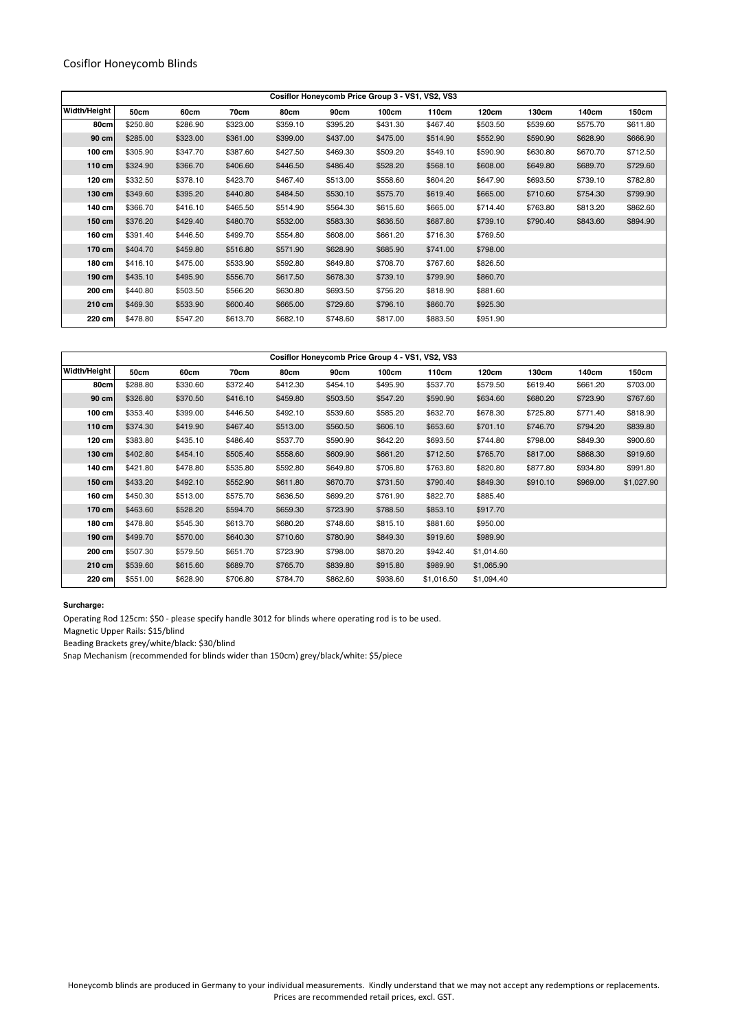Cosiflor Honeycomb Blinds

| Cosiflor Honeycomb Price Group 3 - VS1, VS2, VS3 | | | | | | | | | | | |
|---|---|---|---|---|---|---|---|---|---|---|---|
| **Width/Height** | **50cm** | **60cm** | **70cm** | **80cm** | **90cm** | **100cm** | **110cm** | **120cm** | **130cm** | **140cm** | **150cm** |
| **80cm** | $250.80 | $286.90 | $323.00 | $359.10 | $395.20 | $431.30 | $467.40 | $503.50 | $539.60 | $575.70 | $611.80 |
| **90 cm** | $285.00 | $323.00 | $361.00 | $399.00 | $437.00 | $475.00 | $514.90 | $552.90 | $590.90 | $628.90 | $666.90 |
| **100 cm** | $305.90 | $347.70 | $387.60 | $427.50 | $469.30 | $509.20 | $549.10 | $590.90 | $630.80 | $670.70 | $712.50 |
| **110 cm** | $324.90 | $366.70 | $406.60 | $446.50 | $486.40 | $528.20 | $568.10 | $608.00 | $649.80 | $689.70 | $729.60 |
| **120 cm** | $332.50 | $378.10 | $423.70 | $467.40 | $513.00 | $558.60 | $604.20 | $647.90 | $693.50 | $739.10 | $782.80 |
| **130 cm** | $349.60 | $395.20 | $440.80 | $484.50 | $530.10 | $575.70 | $619.40 | $665.00 | $710.60 | $754.30 | $799.90 |
| **140 cm** | $366.70 | $416.10 | $465.50 | $514.90 | $564.30 | $615.60 | $665.00 | $714.40 | $763.80 | $813.20 | $862.60 |
| **150 cm** | $376.20 | $429.40 | $480.70 | $532.00 | $583.30 | $636.50 | $687.80 | $739.10 | $790.40 | $843.60 | $894.90 |
| **160 cm** | $391.40 | $446.50 | $499.70 | $554.80 | $608.00 | $661.20 | $716.30 | $769.50 | | | |
| **170 cm** | $404.70 | $459.80 | $516.80 | $571.90 | $628.90 | $685.90 | $741.00 | $798.00 | | | |
| **180 cm** | $416.10 | $475.00 | $533.90 | $592.80 | $649.80 | $708.70 | $767.60 | $826.50 | | | |
| **190 cm** | $435.10 | $495.90 | $556.70 | $617.50 | $678.30 | $739.10 | $799.90 | $860.70 | | | |
| **200 cm** | $440.80 | $503.50 | $566.20 | $630.80 | $693.50 | $756.20 | $818.90 | $881.60 | | | |
| **210 cm** | $469.30 | $533.90 | $600.40 | $665.00 | $729.60 | $796.10 | $860.70 | $925.30 | | | |
| **220 cm** | $478.80 | $547.20 | $613.70 | $682.10 | $748.60 | $817.00 | $883.50 | $951.90 | | | |

| Cosiflor Honeycomb Price Group 4 - VS1, VS2, VS3 | | | | | | | | | | | |
|---|---|---|---|---|---|---|---|---|---|---|---|
| **Width/Height** | **50cm** | **60cm** | **70cm** | **80cm** | **90cm** | **100cm** | **110cm** | **120cm** | **130cm** | **140cm** | **150cm** |
| **80cm** | $288.80 | $330.60 | $372.40 | $412.30 | $454.10 | $495.90 | $537.70 | $579.50 | $619.40 | $661.20 | $703.00 |
| **90 cm** | $326.80 | $370.50 | $416.10 | $459.80 | $503.50 | $547.20 | $590.90 | $634.60 | $680.20 | $723.90 | $767.60 |
| **100 cm** | $353.40 | $399.00 | $446.50 | $492.10 | $539.60 | $585.20 | $632.70 | $678.30 | $725.80 | $771.40 | $818.90 |
| **110 cm** | $374.30 | $419.90 | $467.40 | $513.00 | $560.50 | $606.10 | $653.60 | $701.10 | $746.70 | $794.20 | $839.80 |
| **120 cm** | $383.80 | $435.10 | $486.40 | $537.70 | $590.90 | $642.20 | $693.50 | $744.80 | $798.00 | $849.30 | $900.60 |
| **130 cm** | $402.80 | $454.10 | $505.40 | $558.60 | $609.90 | $661.20 | $712.50 | $765.70 | $817.00 | $868.30 | $919.60 |
| **140 cm** | $421.80 | $478.80 | $535.80 | $592.80 | $649.80 | $706.80 | $763.80 | $820.80 | $877.80 | $934.80 | $991.80 |
| **150 cm** | $433.20 | $492.10 | $552.90 | $611.80 | $670.70 | $731.50 | $790.40 | $849.30 | $910.10 | $969.00 | $1,027.90 |
| **160 cm** | $450.30 | $513.00 | $575.70 | $636.50 | $699.20 | $761.90 | $822.70 | $885.40 | | | |
| **170 cm** | $463.60 | $528.20 | $594.70 | $659.30 | $723.90 | $788.50 | $853.10 | $917.70 | | | |
| **180 cm** | $478.80 | $545.30 | $613.70 | $680.20 | $748.60 | $815.10 | $881.60 | $950.00 | | | |
| **190 cm** | $499.70 | $570.00 | $640.30 | $710.60 | $780.90 | $849.30 | $919.60 | $989.90 | | | |
| **200 cm** | $507.30 | $579.50 | $651.70 | $723.90 | $798.00 | $870.20 | $942.40 | $1,014.60 | | | |
| **210 cm** | $539.60 | $615.60 | $689.70 | $765.70 | $839.80 | $915.80 | $989.90 | $1,065.90 | | | |
| **220 cm** | $551.00 | $628.90 | $706.80 | $784.70 | $862.60 | $938.60 | $1,016.50 | $1,094.40 | | | |

**Surcharge:**

Operating Rod 125cm: $50 - please specify handle 3012 for blinds where operating rod is to be used.

Magnetic Upper Rails: $15/blind

Beading Brackets grey/white/black: $30/blind

Snap Mechanism (recommended for blinds wider than 150cm) grey/black/white: $5/piece

Honeycomb blinds are produced in Germany to your individual measurements. Kindly understand that we may not accept any redemptions or replacements.
Prices are recommended retail prices, excl. GST.